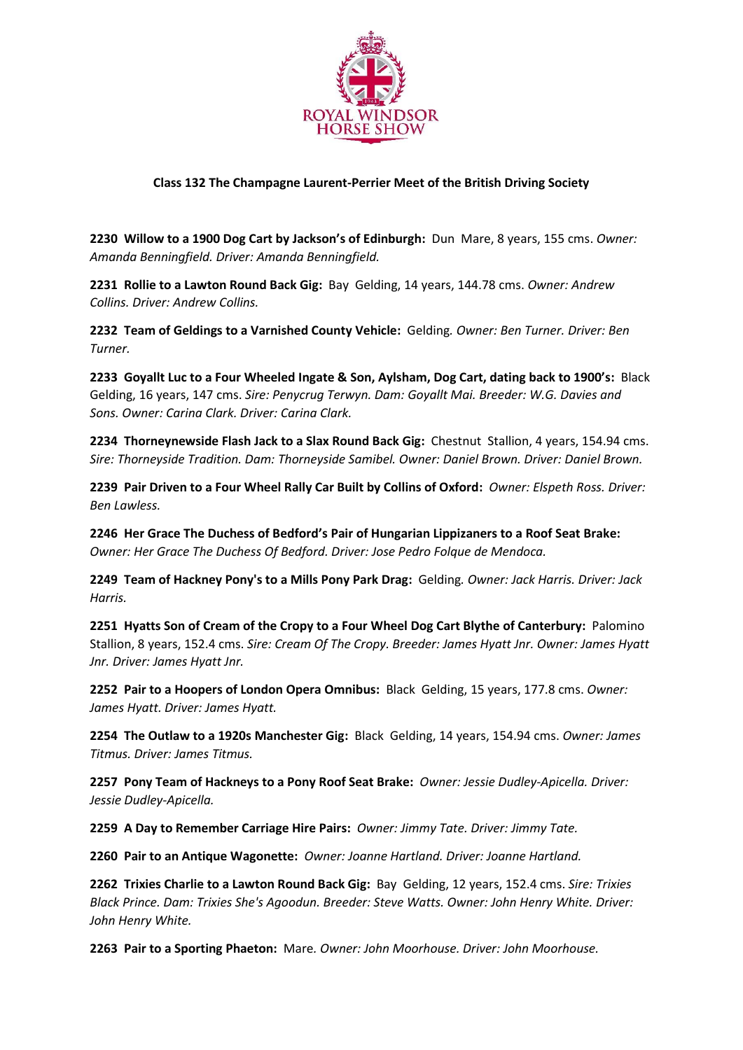ROYAL WINDSOR HORSE SHOW

**Class 132 The Champagne Laurent-Perrier Meet of the British Driving Society**

**2230 Willow to a 1900 Dog Cart by Jackson's of Edinburgh:** Dun Mare, 8 years, 155 cms. *Owner: Amanda Benningfield. Driver: Amanda Benningfield.*

**2231 Rollie to a Lawton Round Back Gig:** Bay Gelding, 14 years, 144.78 cms. *Owner: Andrew Collins. Driver: Andrew Collins.*

**2232 Team of Geldings to a Varnished County Vehicle:** Gelding. *Owner: Ben Turner. Driver: Ben Turner.*

**2233 Goyallt Luc to a Four Wheeled Ingate & Son, Aylsham, Dog Cart, dating back to 1900's:** Black Gelding, 16 years, 147 cms. *Sire: Penycrug Terwyn. Dam: Goyallt Mai. Breeder: W.G. Davies and Sons. Owner: Carina Clark. Driver: Carina Clark.*

**2234 Thorneynewside Flash Jack to a Slax Round Back Gig:** Chestnut Stallion, 4 years, 154.94 cms. *Sire: Thorneyside Tradition. Dam: Thorneyside Samibel. Owner: Daniel Brown. Driver: Daniel Brown.*

**2239 Pair Driven to a Four Wheel Rally Car Built by Collins of Oxford:** *Owner: Elspeth Ross. Driver: Ben Lawless.*

**2246 Her Grace The Duchess of Bedford's Pair of Hungarian Lippizaners to a Roof Seat Brake:** *Owner: Her Grace The Duchess Of Bedford. Driver: Jose Pedro Folque de Mendoca.*

**2249 Team of Hackney Pony's to a Mills Pony Park Drag:** Gelding. *Owner: Jack Harris. Driver: Jack Harris.*

**2251 Hyatts Son of Cream of the Cropy to a Four Wheel Dog Cart Blythe of Canterbury:** Palomino Stallion, 8 years, 152.4 cms. *Sire: Cream Of The Cropy. Breeder: James Hyatt Jnr. Owner: James Hyatt Jnr. Driver: James Hyatt Jnr.*

**2252 Pair to a Hoopers of London Opera Omnibus:** Black Gelding, 15 years, 177.8 cms. *Owner: James Hyatt. Driver: James Hyatt.*

**2254 The Outlaw to a 1920s Manchester Gig:** Black Gelding, 14 years, 154.94 cms. *Owner: James Titmus. Driver: James Titmus.*

**2257 Pony Team of Hackneys to a Pony Roof Seat Brake:** *Owner: Jessie Dudley-Apicella. Driver: Jessie Dudley-Apicella.*

**2259 A Day to Remember Carriage Hire Pairs:** *Owner: Jimmy Tate. Driver: Jimmy Tate.*

**2260 Pair to an Antique Wagonette:** *Owner: Joanne Hartland. Driver: Joanne Hartland.*

**2262 Trixies Charlie to a Lawton Round Back Gig:** Bay Gelding, 12 years, 152.4 cms. *Sire: Trixies Black Prince. Dam: Trixies She's Agoodun. Breeder: Steve Watts. Owner: John Henry White. Driver: John Henry White.*

**2263 Pair to a Sporting Phaeton:** Mare. *Owner: John Moorhouse. Driver: John Moorhouse.*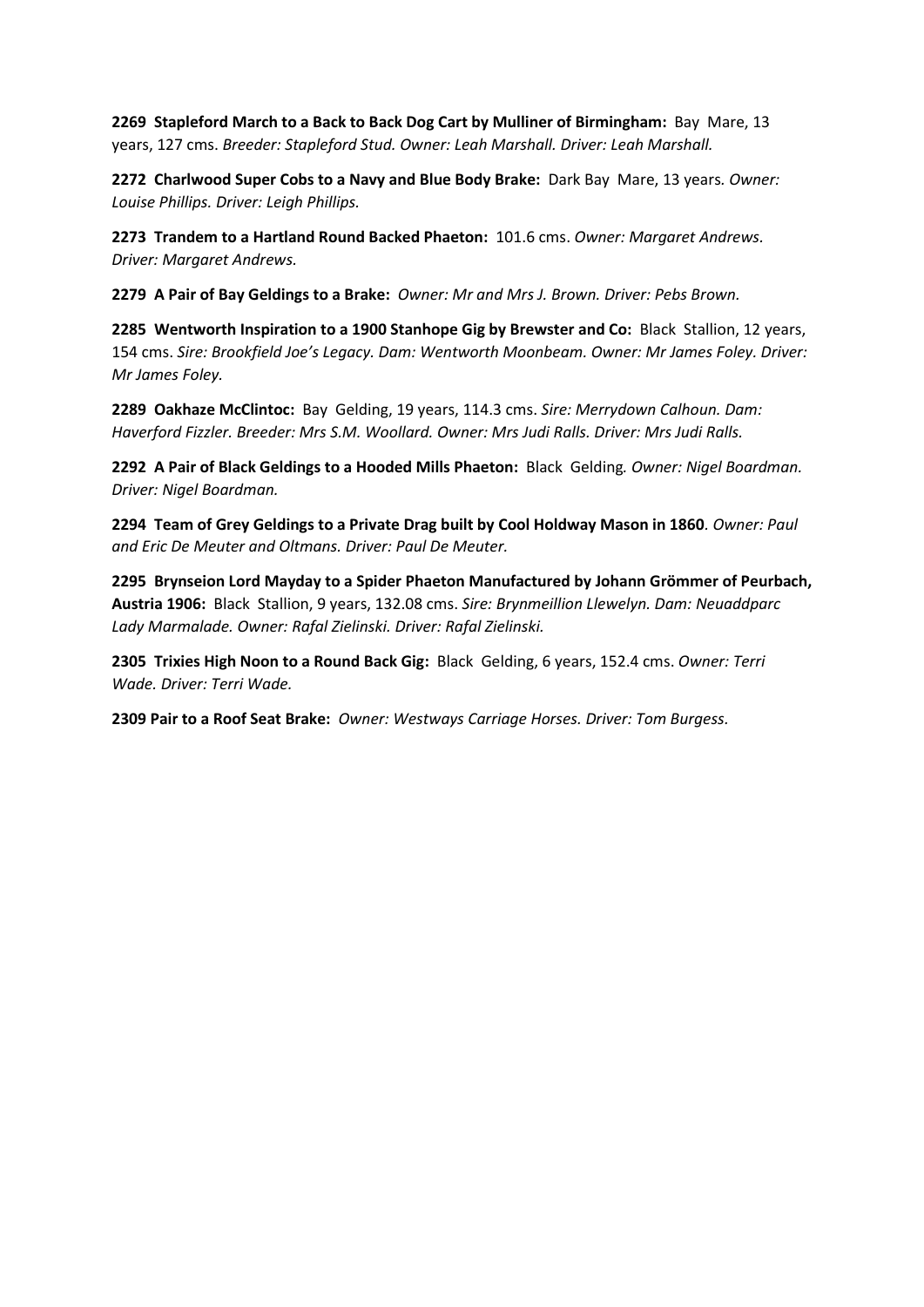**2269 Stapleford March to a Back to Back Dog Cart by Mulliner of Birmingham:** Bay Mare, 13 years, 127 cms. *Breeder: Stapleford Stud. Owner: Leah Marshall. Driver: Leah Marshall.*

**2272 Charlwood Super Cobs to a Navy and Blue Body Brake:** Dark Bay Mare, 13 years. *Owner: Louise Phillips. Driver: Leigh Phillips.*

**2273 Trandem to a Hartland Round Backed Phaeton:** 101.6 cms. *Owner: Margaret Andrews. Driver: Margaret Andrews.*

**2279 A Pair of Bay Geldings to a Brake:** *Owner: Mr and Mrs J. Brown. Driver: Pebs Brown.*

**2285 Wentworth Inspiration to a 1900 Stanhope Gig by Brewster and Co:** Black Stallion, 12 years, 154 cms. *Sire: Brookfield Joe's Legacy. Dam: Wentworth Moonbeam. Owner: Mr James Foley. Driver: Mr James Foley.*

**2289 Oakhaze McClintoc:** Bay Gelding, 19 years, 114.3 cms. *Sire: Merrydown Calhoun. Dam: Haverford Fizzler. Breeder: Mrs S.M. Woollard. Owner: Mrs Judi Ralls. Driver: Mrs Judi Ralls.*

**2292 A Pair of Black Geldings to a Hooded Mills Phaeton:** Black Gelding. *Owner: Nigel Boardman. Driver: Nigel Boardman.*

**2294 Team of Grey Geldings to a Private Drag built by Cool Holdway Mason in 1860**. *Owner: Paul and Eric De Meuter and Oltmans. Driver: Paul De Meuter.*

**2295 Brynseion Lord Mayday to a Spider Phaeton Manufactured by Johann Grömmer of Peurbach, Austria 1906:** Black Stallion, 9 years, 132.08 cms. *Sire: Brynmeillion Llewelyn. Dam: Neuaddparc Lady Marmalade. Owner: Rafal Zielinski. Driver: Rafal Zielinski.*

**2305 Trixies High Noon to a Round Back Gig:** Black Gelding, 6 years, 152.4 cms. *Owner: Terri Wade. Driver: Terri Wade.*

**2309 Pair to a Roof Seat Brake:** *Owner: Westways Carriage Horses. Driver: Tom Burgess.*